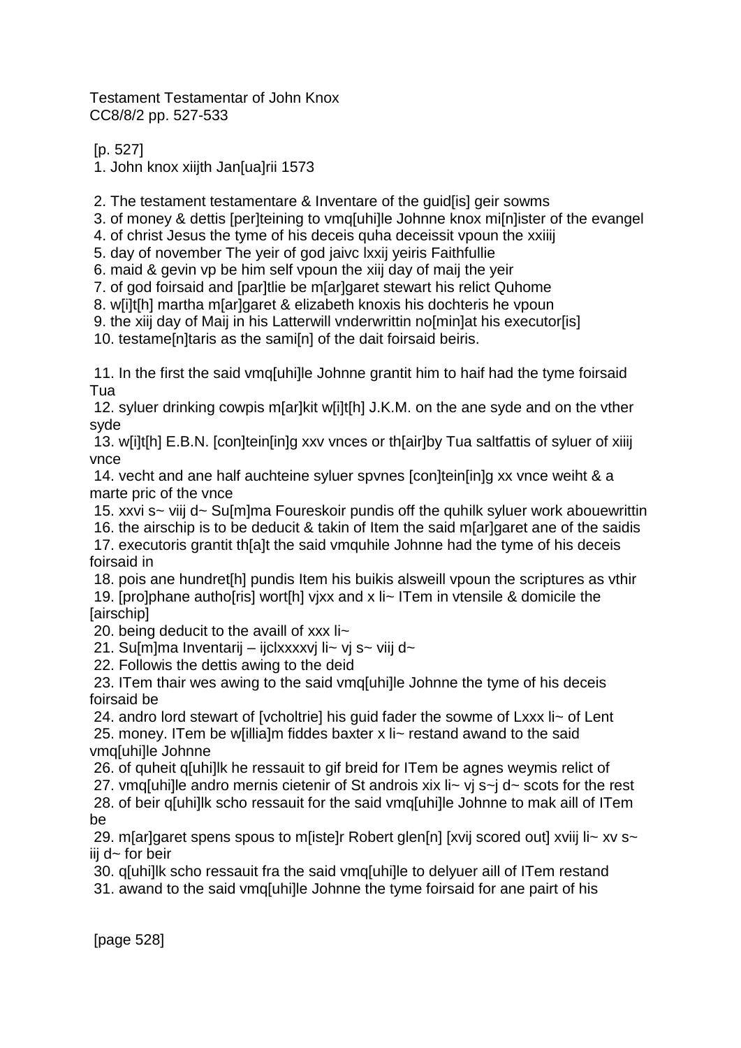Testament Testamentar of John Knox
CC8/8/2 pp. 527-533

[p. 527]

1. John knox xiijth Jan[ua]rii 1573

2. The testament testamentare & Inventare of the guid[is] geir sowms
3. of money & dettis [per]teining to vmq[uhi]le Johnne knox mi[n]ister of the evangel
4. of christ Jesus the tyme of his deceis quha deceissit vpoun the xxiiij
5. day of november The yeir of god jaivc lxxij yeiris Faithfullie
6. maid & gevin vp be him self vpoun the xiij day of maij the yeir
7. of god foirsaid and [par]tlie be m[ar]garet stewart his relict Quhome
8. w[i]t[h] martha m[ar]garet & elizabeth knoxis his dochteris he vpoun
9. the xiij day of Maij in his Latterwill vnderwrittin no[min]at his executor[is]
10. testame[n]taris as the sami[n] of the dait foirsaid beiris.

11. In the first the said vmq[uhi]le Johnne grantit him to haif had the tyme foirsaid Tua
12. syluer drinking cowpis m[ar]kit w[i]t[h] J.K.M. on the ane syde and on the vther syde
13. w[i]t[h] E.B.N. [con]tein[in]g xxv vnces or th[air]by Tua saltfattis of syluer of xiiij vnce
14. vecht and ane half auchteine syluer spvnes [con]tein[in]g xx vnce weiht & a marte pric of the vnce
15. xxvi s~ viij d~ Su[m]ma Foureskoir pundis off the quhilk syluer work abouewrittin
16. the airschip is to be deducit & takin of Item the said m[ar]garet ane of the saidis
17. executoris grantit th[a]t the said vmquhile Johnne had the tyme of his deceis foirsaid in
18. pois ane hundret[h] pundis Item his buikis alsweill vpoun the scriptures as vthir
19. [pro]phane autho[ris] wort[h] vjxx and x li~ ITem in vtensile & domicile the [airschip]
20. being deducit to the availl of xxx li~
21. Su[m]ma Inventarij – ijclxxxxvj li~ vj s~ viij d~
22. Followis the dettis awing to the deid
23. ITem thair wes awing to the said vmq[uhi]le Johnne the tyme of his deceis foirsaid be
24. andro lord stewart of [vcholtrie] his guid fader the sowme of Lxxx li~ of Lent
25. money. ITem be w[illia]m fiddes baxter x li~ restand awand to the said vmq[uhi]le Johnne
26. of quheit q[uhi]lk he ressauit to gif breid for ITem be agnes weymis relict of
27. vmq[uhi]le andro mernis cietenir of St androis xix li~ vj s~j d~ scots for the rest
28. of beir q[uhi]lk scho ressauit for the said vmq[uhi]le Johnne to mak aill of ITem be
29. m[ar]garet spens spous to m[iste]r Robert glen[n] [xvij scored out] xviij li~ xv s~ iij d~ for beir
30. q[uhi]lk scho ressauit fra the said vmq[uhi]le to delyuer aill of ITem restand
31. awand to the said vmq[uhi]le Johnne the tyme foirsaid for ane pairt of his

[page 528]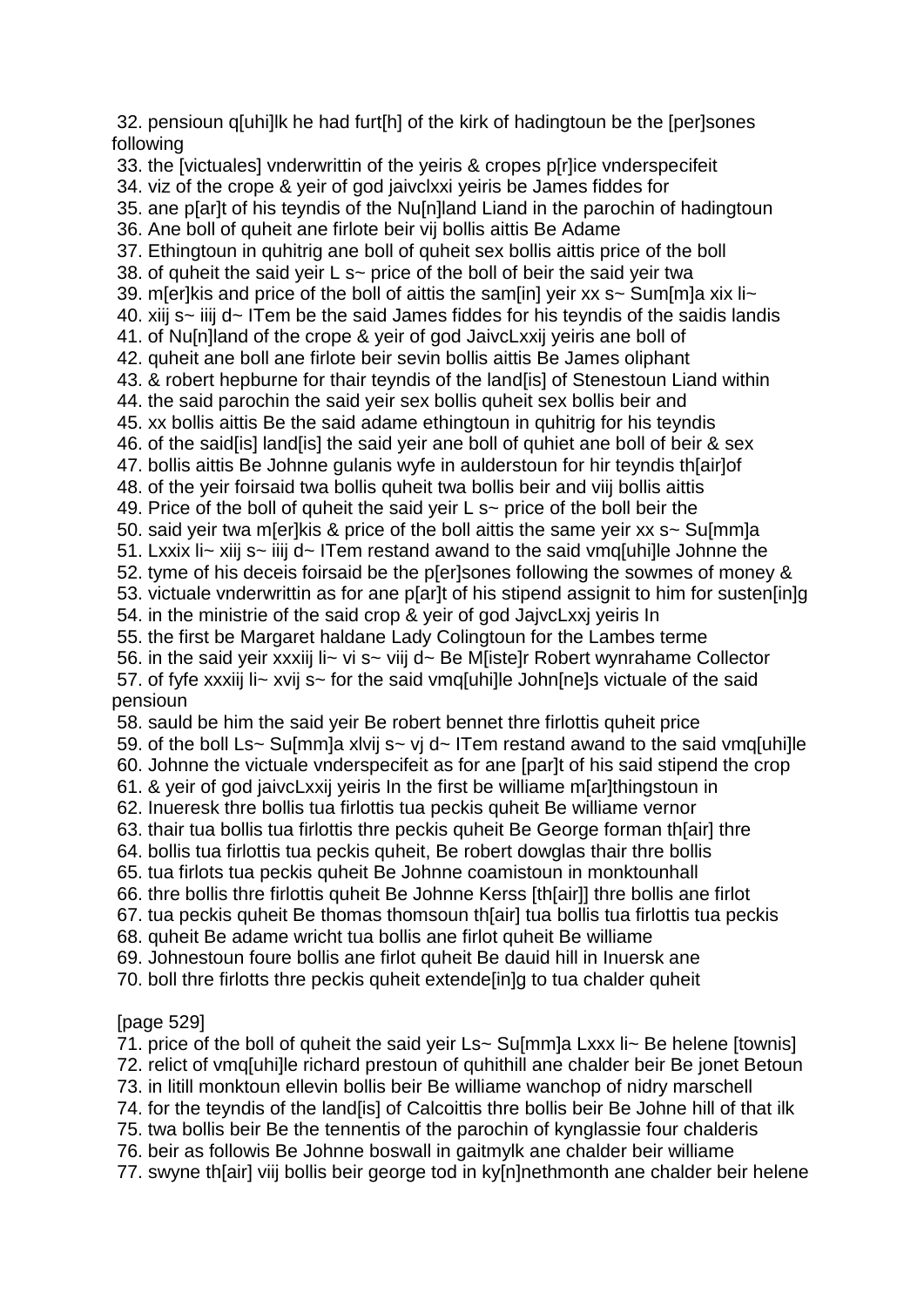32. pensioun q[uhi]lk he had furt[h] of the kirk of hadingtoun be the [per]sones following
33. the [victuales] vnderwrittin of the yeiris & cropes p[r]ice vnderspecifeit
34. viz of the crope & yeir of god jaivclxxi yeiris be James fiddes for
35. ane p[ar]t of his teyndis of the Nu[n]land Liand in the parochin of hadingtoun
36. Ane boll of quheit ane firlote beir vij bollis aittis Be Adame
37. Ethingtoun in quhitrig ane boll of quheit sex bollis aittis price of the boll
38. of quheit the said yeir L s~ price of the boll of beir the said yeir twa
39. m[er]kis and price of the boll of aittis the sam[in] yeir xx s~ Sum[m]a xix li~
40. xiij s~ iiij d~ ITem be the said James fiddes for his teyndis of the saidis landis
41. of Nu[n]land of the crope & yeir of god JaivcLxxij yeiris ane boll of
42. quheit ane boll ane firlote beir sevin bollis aittis Be James oliphant
43. & robert hepburne for thair teyndis of the land[is] of Stenestoun Liand within
44. the said parochin the said yeir sex bollis quheit sex bollis beir and
45. xx bollis aittis Be the said adame ethingtoun in quhitrig for his teyndis
46. of the said[is] land[is] the said yeir ane boll of quhiet ane boll of beir & sex
47. bollis aittis Be Johnne gulanis wyfe in aulderstoun for hir teyndis th[air]of
48. of the yeir foirsaid twa bollis quheit twa bollis beir and viij bollis aittis
49. Price of the boll of quheit the said yeir L s~ price of the boll beir the
50. said yeir twa m[er]kis & price of the boll aittis the same yeir xx s~ Su[mm]a
51. Lxxix li~ xiij s~ iiij d~ ITem restand awand to the said vmq[uhi]le Johnne the
52. tyme of his deceis foirsaid be the p[er]sones following the sowmes of money &
53. victuale vnderwrittin as for ane p[ar]t of his stipend assignit to him for susten[in]g
54. in the ministrie of the said crop & yeir of god JajvcLxxj yeiris In
55. the first be Margaret haldane Lady Colingtoun for the Lambes terme
56. in the said yeir xxxiij li~ vi s~ viij d~ Be M[iste]r Robert wynrahame Collector
57. of fyfe xxxiij li~ xvij s~ for the said vmq[uhi]le John[ne]s victuale of the said pensioun
58. sauld be him the said yeir Be robert bennet thre firlottis quheit price
59. of the boll Ls~ Su[m]a xlvij s~ vj d~ ITem restand awand to the said vmq[uhi]le
60. Johnne the victuale vnderspecifeit as for ane [par]t of his said stipend the crop
61. & yeir of god jaivcLxxij yeiris In the first be williame m[ar]thingstoun in
62. Inueresk thre bollis tua firlottis tua peckis quheit Be williame vernor
63. thair tua bollis tua firlottis thre peckis quheit Be George forman th[air] thre
64. bollis tua firlottis tua peckis quheit, Be robert dowglas thair thre bollis
65. tua firlots tua peckis quheit Be Johnne coamistoun in monktounhall
66. thre bollis thre firlottis quheit Be Johnne Kerss [th[air]] thre bollis ane firlot
67. tua peckis quheit Be thomas thomsoun th[air] tua bollis tua firlottis tua peckis
68. quheit Be adame wricht tua bollis ane firlot quheit Be williame
69. Johnestoun foure bollis ane firlot quheit Be dauid hill in Inuersk ane
70. boll thre firlotts thre peckis quheit extende[in]g to tua chalder quheit

[page 529]

71. price of the boll of quheit the said yeir Ls~ Su[mm]a Lxxx li~ Be helene [townis]
72. relict of vmq[uhi]le richard prestoun of quhithill ane chalder beir Be jonet Betoun
73. in litill monktoun ellevin bollis beir Be williame wanchop of nidry marschell
74. for the teyndis of the land[is] of Calcoittis thre bollis beir Be Johne hill of that ilk
75. twa bollis beir Be the tennentis of the parochin of kynglassie four chalderis
76. beir as followis Be Johnne boswall in gaitmylk ane chalder beir williame
77. swyne th[air] viij bollis beir george tod in ky[n]nethmonth ane chalder beir helene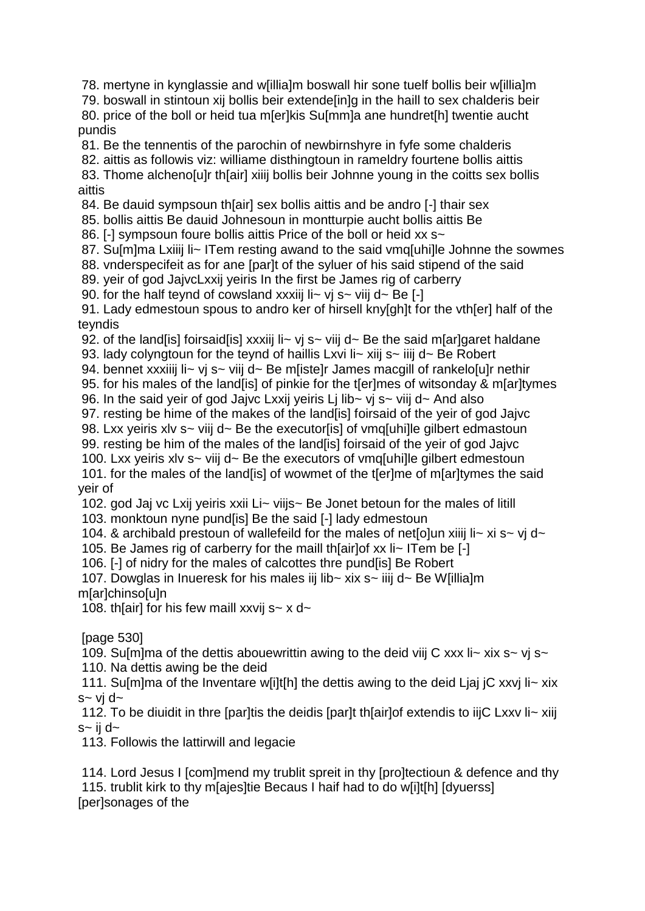78. mertyne in kynglassie and w[illia]m boswall hir sone tuelf bollis beir w[illia]m
79. boswall in stintoun xij bollis beir extende[in]g in the haill to sex chalderis beir
80. price of the boll or heid tua m[er]kis Su[mm]a ane hundret[h] twentie aucht pundis
81. Be the tennentis of the parochin of newbirnshyre in fyfe some chalderis
82. aittis as followis viz: williame disthingtoun in rameldry fourtene bollis aittis
83. Thome alcheno[u]r th[air] xiiij bollis beir Johnne young in the coitts sex bollis aittis
84. Be dauid sympsoun th[air] sex bollis aittis and be andro [-] thair sex
85. bollis aittis Be dauid Johnesoun in montturpie aucht bollis aittis Be
86. [-] sympsoun foure bollis aittis Price of the boll or heid xx s~
87. Su[m]ma Lxiiij li~ ITem resting awand to the said vmq[uhi]le Johnne the sowmes
88. vnderspecifeit as for ane [par]t of the syluer of his said stipend of the said
89. yeir of god JajvcLxxij yeiris In the first be James rig of carberry
90. for the half teynd of cowsland xxxiij li~ vj s~ viij d~ Be [-]
91. Lady edmestoun spous to andro ker of hirsell kny[gh]t for the vth[er] half of the teyndis
92. of the land[is] foirsaid[is] xxxiij li~ vj s~ viij d~ Be the said m[ar]garet haldane
93. lady colyngtoun for the teynd of haillis Lxvi li~ xiij s~ iiij d~ Be Robert
94. bennet xxxiiij li~ vj s~ viij d~ Be m[iste]r James macgill of rankelo[u]r nethir
95. for his males of the land[is] of pinkie for the t[er]mes of witsonday & m[ar]tymes
96. In the said yeir of god Jajvc Lxxij yeiris Lj lib~ vj s~ viij d~ And also
97. resting be hime of the makes of the land[is] foirsaid of the yeir of god Jajvc
98. Lxx yeiris xlv s~ viij d~ Be the executor[is] of vmq[uhi]le gilbert edmastoun
99. resting be him of the males of the land[is] foirsaid of the yeir of god Jajvc
100. Lxx yeiris xlv s~ viij d~ Be the executors of vmq[uhi]le gilbert edmestoun
101. for the males of the land[is] of wowmet of the t[er]me of m[ar]tymes the said yeir of
102. god Jaj vc Lxij yeiris xxii Li~ viijs~ Be Jonet betoun for the males of litill
103. monktoun nyne pund[is] Be the said [-] lady edmestoun
104. & archibald prestoun of wallefeild for the males of net[o]un xiiij li~ xi s~ vj d~
105. Be James rig of carberry for the maill th[air]of xx li~ ITem be [-]
106. [-] of nidry for the males of calcottes thre pund[is] Be Robert
107. Dowglas in Inueresk for his males iij lib~ xix s~ iiij d~ Be W[illia]m m[ar]chinso[u]n
108. th[air] for his few maill xxvij s~ x d~

[page 530]

109. Su[m]ma of the dettis abouewrittin awing to the deid viij C xxx li~ xix s~ vj s~
110. Na dettis awing be the deid
111. Su[m]ma of the Inventare w[i]t[h] the dettis awing to the deid Ljaj jC xxvj li~ xix s~ vj d~
112. To be diuidit in thre [par]tis the deidis [par]t th[air]of extendis to iijC Lxxv li~ xiij s~ ij d~
113. Followis the lattirwill and legacie

114. Lord Jesus I [com]mend my trublit spreit in thy [pro]tectioun & defence and thy
115. trublit kirk to thy m[ajes]tie Becaus I haif had to do w[i]t[h] [dyuerss] [per]sonages of the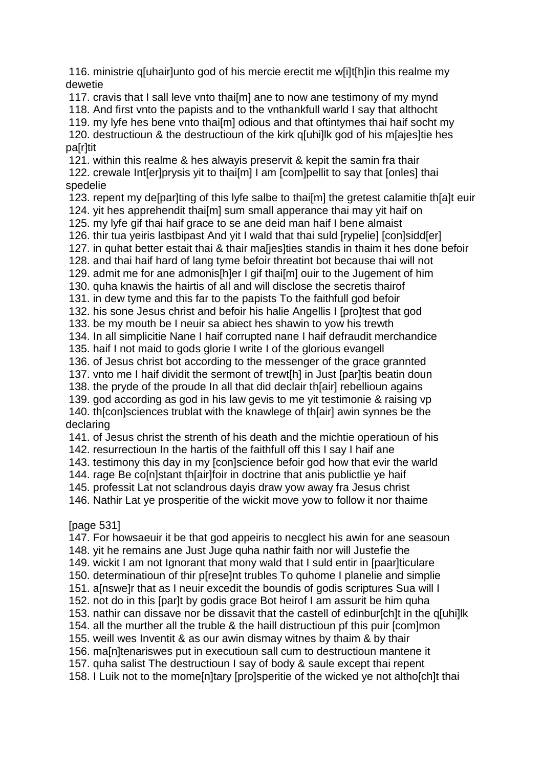116. ministrie q[uhair]unto god of his mercie erectit me w[i]t[h]in this realme my dewetie
117. cravis that I sall leve vnto thai[m] ane to now ane testimony of my mynd
118. And first vnto the papists and to the vnthankfull warld I say that althocht
119. my lyfe hes bene vnto thai[m] odious and that oftintymes thai haif socht my
120. destructioun & the destructioun of the kirk q[uhi]lk god of his m[ajes]tie hes pa[r]tit
121. within this realme & hes alwayis preservit & kepit the samin fra thair
122. crewale Int[er]prysis yit to thai[m] I am [com]pellit to say that [onles] thai spedelie
123. repent my de[par]ting of this lyfe salbe to thai[m] the gretest calamitie th[a]t euir
124. yit hes apprehendit thai[m] sum small apperance thai may yit haif on
125. my lyfe gif thai haif grace to se ane deid man haif I bene almaist
126. thir tua yeiris lastbipast And yit I wald that thai suld [rypelie] [con]sidd[er]
127. in quhat better estait thai & thair ma[jes]ties standis in thaim it hes done befoir
128. and thai haif hard of lang tyme befoir threatint bot because thai will not
129. admit me for ane admonis[h]er I gif thai[m] ouir to the Jugement of him
130. quha knawis the hairtis of all and will disclose the secretis thairof
131. in dew tyme and this far to the papists To the faithfull god befoir
132. his sone Jesus christ and befoir his halie Angellis I [pro]test that god
133. be my mouth be I neuir sa abiect hes shawin to yow his trewth
134. In all simplicitie Nane I haif corrupted nane I haif defraudit merchandice
135. haif I not maid to gods glorie I write I of the glorious evangell
136. of Jesus christ bot according to the messenger of the grace grannted
137. vnto me I haif dividit the sermont of trewt[h] in Just [par]tis beatin doun
138. the pryde of the proude In all that did declair th[air] rebellioun agains
139. god according as god in his law gevis to me yit testimonie & raising vp
140. th[con]sciences trublat with the knawlege of th[air] awin synnes be the declaring
141. of Jesus christ the strenth of his death and the michtie operatioun of his
142. resurrectioun In the hartis of the faithfull off this I say I haif ane
143. testimony this day in my [con]science befoir god how that evir the warld
144. rage Be co[n]stant th[air]foir in doctrine that anis publictlie ye haif
145. professit Lat not sclandrous dayis draw yow away fra Jesus christ
146. Nathir Lat ye prosperitie of the wickit move yow to follow it nor thaime

[page 531]

147. For howsaeuir it be that god appeiris to necglect his awin for ane seasoun
148. yit he remains ane Just Juge quha nathir faith nor will Justefie the
149. wickit I am not Ignorant that mony wald that I suld entir in [paar]ticulare
150. determinatioun of thir p[rese]nt trubles To quhome I planelie and simplie
151. a[nswe]r that as I neuir excedit the boundis of godis scriptures Sua will I
152. not do in this [par]t by godis grace Bot heirof I am assurit be him quha
153. nathir can dissave nor be dissavit that the castell of edinbur[ch]t in the q[uhi]lk
154. all the murther all the truble & the haill distructioun pf this puir [com]mon
155. weill wes Inventit & as our awin dismay witnes by thaim & by thair
156. ma[n]tenariswes put in executioun sall cum to destructioun mantene it
157. quha salist The destructioun I say of body & saule except thai repent
158. I Luik not to the mome[n]tary [pro]speritie of the wicked ye not altho[ch]t thai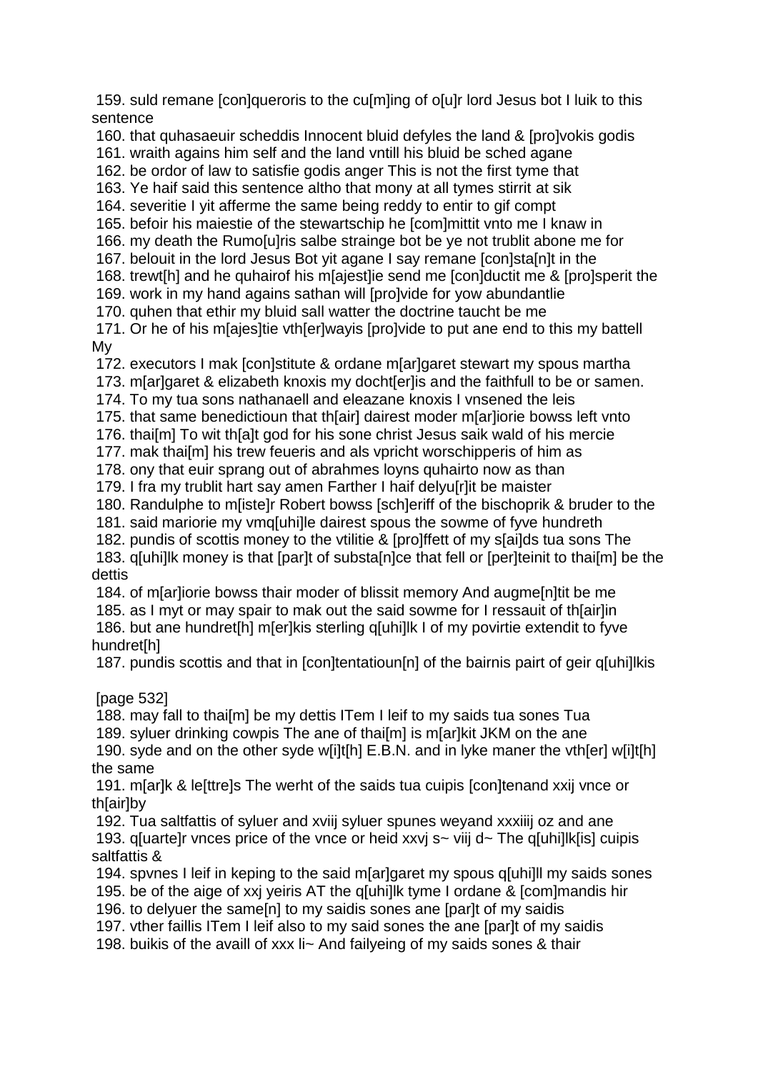159. suld remane [con]queroris to the cu[m]ing of o[u]r lord Jesus bot I luik to this sentence
160. that quhasaeuir scheddis Innocent bluid defyles the land & [pro]vokis godis
161. wraith agains him self and the land vntill his bluid be sched agane
162. be ordor of law to satisfie godis anger This is not the first tyme that
163. Ye haif said this sentence altho that mony at all tymes stirrit at sik
164. severitie I yit afferme the same being reddy to entir to gif compt
165. befoir his maiestie of the stewartschip he [com]mittit vnto me I knaw in
166. my death the Rumo[u]ris salbe strainge bot be ye not trublit abone me for
167. belouit in the lord Jesus Bot yit agane I say remane [con]sta[n]t in the
168. trewt[h] and he quhairof his m[ajest]ie send me [con]ductit me & [pro]sperit the
169. work in my hand agains sathan will [pro]vide for yow abundantlie
170. quhen that ethir my bluid sall watter the doctrine taucht be me
171. Or he of his m[ajes]tie vth[er]wayis [pro]vide to put ane end to this my battell My
172. executors I mak [con]stitute & ordane m[ar]garet stewart my spous martha
173. m[ar]garet & elizabeth knoxis my docht[er]is and the faithfull to be or samen.
174. To my tua sons nathanaell and eleazane knoxis I vnsened the leis
175. that same benedictioun that th[air] dairest moder m[ar]iorie bowss left vnto
176. thai[m] To wit th[a]t god for his sone christ Jesus saik wald of his mercie
177. mak thai[m] his trew feueris and als vpricht worschipperis of him as
178. ony that euir sprang out of abrahmes loyns quhairto now as than
179. I fra my trublit hart say amen Farther I haif delyu[r]it be maister
180. Randulphe to m[iste]r Robert bowss [sch]eriff of the bischoprik & bruder to the
181. said mariorie my vmq[uhi]le dairest spous the sowme of fyve hundreth
182. pundis of scottis money to the vtilitie & [pro]ffett of my s[ai]ds tua sons The
183. q[uhi]lk money is that [par]t of substa[n]ce that fell or [per]teinit to thai[m] be the dettis
184. of m[ar]iorie bowss thair moder of blissit memory And augme[n]tit be me
185. as I myt or may spair to mak out the said sowme for I ressauit of th[air]in
186. but ane hundret[h] m[er]kis sterling q[uhi]lk I of my povirtie extendit to fyve hundret[h]
187. pundis scottis and that in [con]tentatioun[n] of the bairnis pairt of geir q[uhi]lkis

[page 532]

188. may fall to thai[m] be my dettis ITem I leif to my saids tua sones Tua
189. syluer drinking cowpis The ane of thai[m] is m[ar]kit JKM on the ane
190. syde and on the other syde w[i]t[h] E.B.N. and in lyke maner the vth[er] w[i]t[h] the same
191. m[ar]k & le[ttre]s The werht of the saids tua cuipis [con]tenand xxij vnce or th[air]by
192. Tua saltfattis of syluer and xviij syluer spunes weyand xxxiiij oz and ane
193. q[uarte]r vnces price of the vnce or heid xxvj s~ viij d~ The q[uhi]lk[is] cuipis saltfattis &
194. spvnes I leif in keping to the said m[ar]garet my spous q[uhi]ll my saids sones
195. be of the aige of xxj yeiris AT the q[uhi]lk tyme I ordane & [com]mandis hir
196. to delyuer the same[n] to my saidis sones ane [par]t of my saidis
197. vther faillis ITem I leif also to my said sones the ane [par]t of my saidis
198. buikis of the availl of xxx li~ And failyeing of my saids sones & thair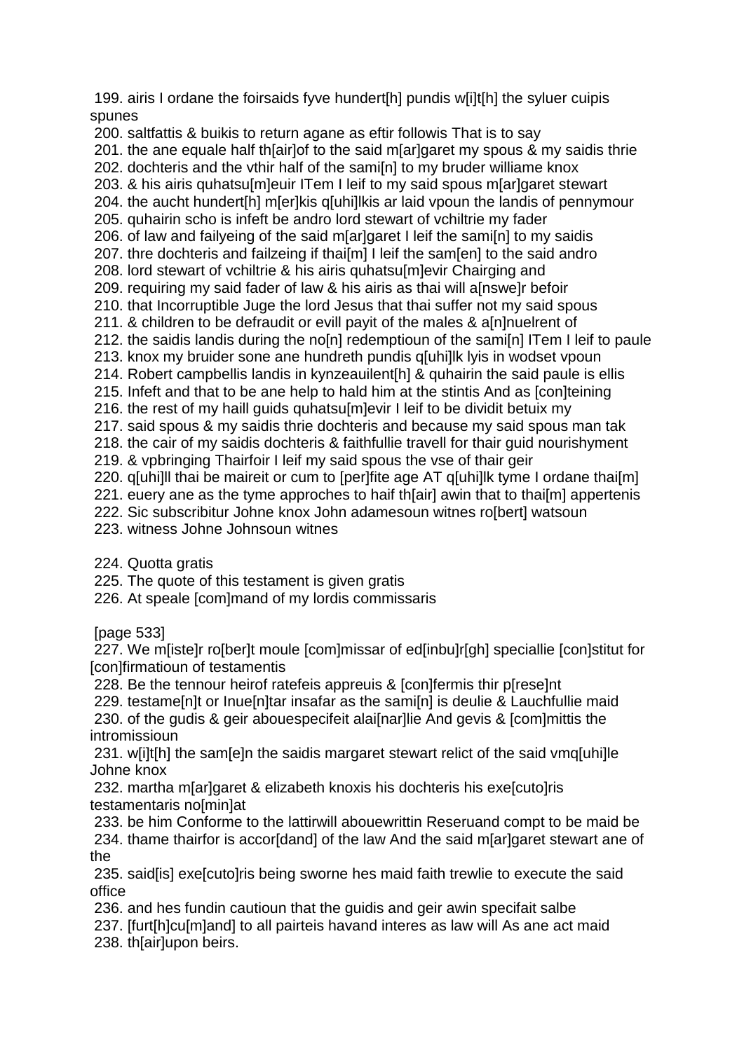199. airis I ordane the foirsaids fyve hundert[h] pundis w[i]t[h] the syluer cuipis spunes
200. saltfattis & buikis to return agane as eftir followis That is to say
201. the ane equale half th[air]of to the said m[ar]garet my spous & my saidis thrie
202. dochteris and the vthir half of the sami[n] to my bruder williame knox
203. & his airis quhatsu[m]euir ITem I leif to my said spous m[ar]garet stewart
204. the aucht hundert[h] m[er]kis q[uhi]lkis ar laid vpoun the landis of pennymour
205. quhairin scho is infeft be andro lord stewart of vchiltrie my fader
206. of law and failyeing of the said m[ar]garet I leif the sami[n] to my saidis
207. thre dochteris and failzeing if thai[m] I leif the sam[en] to the said andro
208. lord stewart of vchiltrie & his airis quhatsu[m]evir Chairging and
209. requiring my said fader of law & his airis as thai will a[nswe]r befoir
210. that Incorruptible Juge the lord Jesus that thai suffer not my said spous
211. & children to be defraudit or evill payit of the males & a[n]nuelrent of
212. the saidis landis during the no[n] redemptioun of the sami[n] ITem I leif to paule
213. knox my bruider sone ane hundreth pundis q[uhi]lk lyis in wodset vpoun
214. Robert campbellis landis in kynzeauilent[h] & quhairin the said paule is ellis
215. Infeft and that to be ane help to hald him at the stintis And as [con]teining
216. the rest of my haill guids quhatsu[m]evir I leif to be dividit betuix my
217. said spous & my saidis thrie dochteris and because my said spous man tak
218. the cair of my saidis dochteris & faithfullie travell for thair guid nourishyment
219. & vpbringing Thairfoir I leif my said spous the vse of thair geir
220. q[uhi]ll thai be maireit or cum to [per]fite age AT q[uhi]lk tyme I ordane thai[m]
221. euery ane as the tyme approches to haif th[air] awin that to thai[m] appertenis
222. Sic subscribitur Johne knox John adamesoun witnes ro[bert] watsoun
223. witness Johne Johnsoun witnes

224. Quotta gratis
225. The quote of this testament is given gratis
226. At speale [com]mand of my lordis commissaris

[page 533]

227. We m[iste]r ro[ber]t moule [com]missar of ed[inbu]r[gh] speciallie [con]stitut for [con]firmatioun of testamentis
228. Be the tennour heirof ratefeis appreuis & [con]fermis thir p[rese]nt
229. testame[n]t or Inue[n]tar insafar as the sami[n] is deulie & Lauchfullie maid
230. of the gudis & geir abouespecifeit alai[nar]lie And gevis & [com]mittis the intromissioun
231. w[i]t[h] the sam[e]n the saidis margaret stewart relict of the said vmq[uhi]le Johne knox
232. martha m[ar]garet & elizabeth knoxis his dochteris his exe[cuto]ris testamentaris no[min]at
233. be him Conforme to the lattirwill abouewrittin Reseruand compt to be maid be
234. thame thairfor is accor[dand] of the law And the said m[ar]garet stewart ane of the
235. said[is] exe[cuto]ris being sworne hes maid faith trewlie to execute the said office
236. and hes fundin cautioun that the guidis and geir awin specifait salbe
237. [furt[h]cu[m]and] to all pairteis havand interes as law will As ane act maid
238. th[air]upon beirs.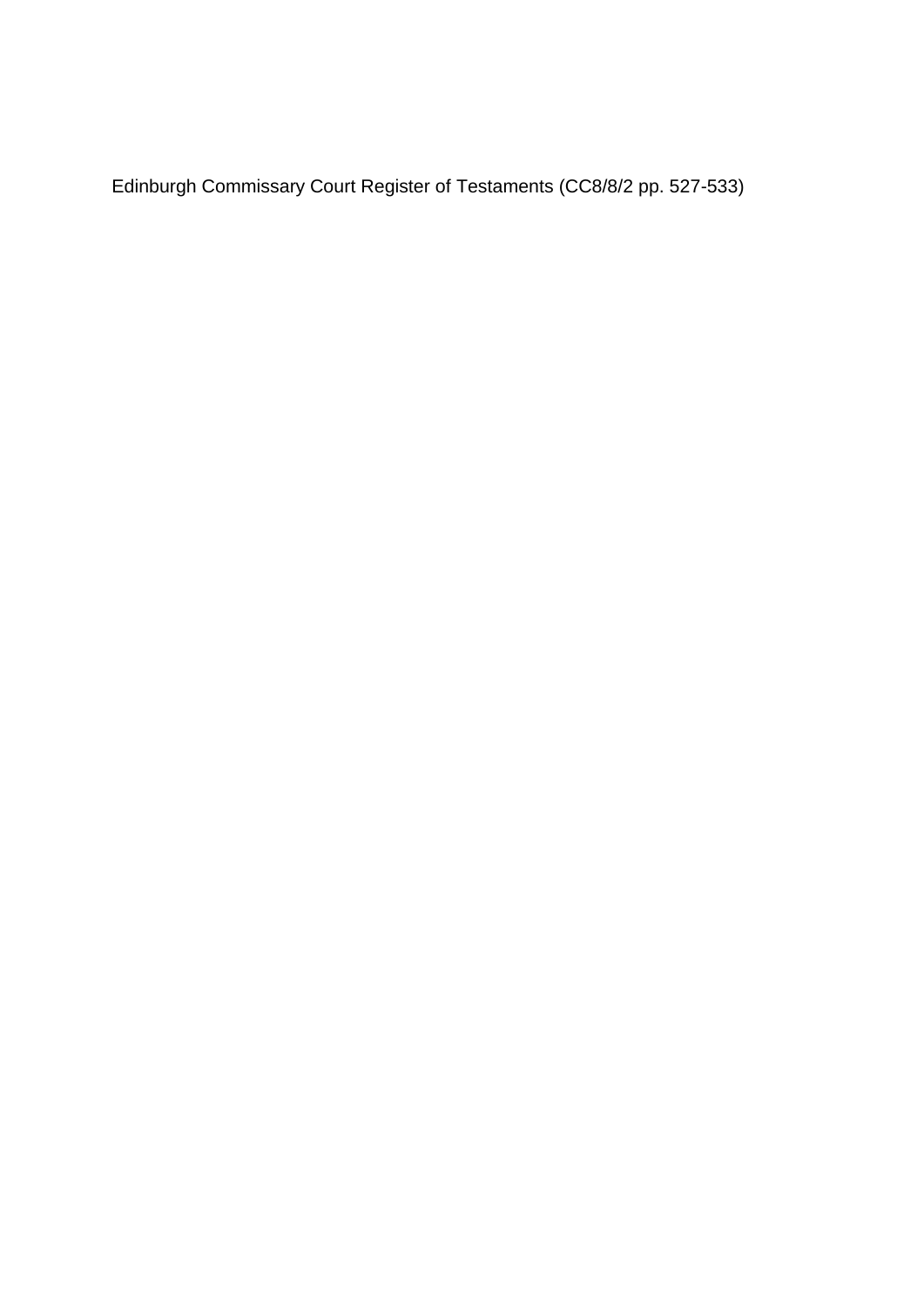Edinburgh Commissary Court Register of Testaments (CC8/8/2 pp. 527-533)